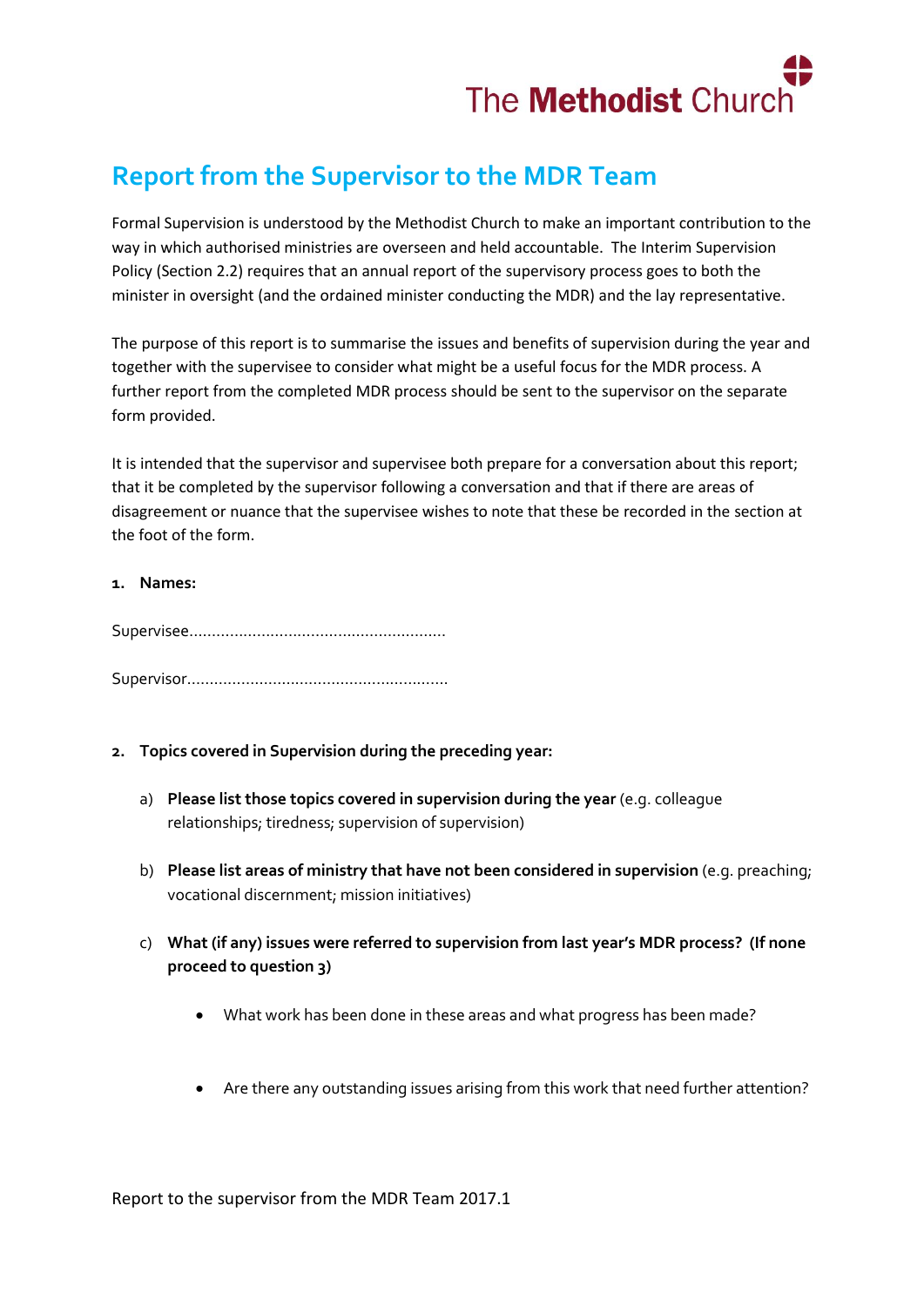The Methodist Church

# Report from the Supervisor to the MDR Team

Formal Supervision is understood by the Methodist Church to make an important contribution to the way in which authorised ministries are overseen and held accountable. The Interim Supervision Policy (Section 2.2) requires that an annual report of the supervisory process goes to both the minister in oversight (and the ordained minister conducting the MDR) and the lay representative.

The purpose of this report is to summarise the issues and benefits of supervision during the year and together with the supervisee to consider what might be a useful focus for the MDR process. A further report from the completed MDR process should be sent to the supervisor on the separate form provided.

It is intended that the supervisor and supervisee both prepare for a conversation about this report; that it be completed by the supervisor following a conversation and that if there are areas of disagreement or nuance that the supervisee wishes to note that these be recorded in the section at the foot of the form.

1. **Names:**

Supervisee.........................................................

Supervisor.........................................................

2. **Topics covered in Supervision during the preceding year:**

   a) **Please list those topics covered in supervision during the year** (e.g. colleague relationships; tiredness; supervision of supervision)

   b) **Please list areas of ministry that have not been considered in supervision** (e.g. preaching; vocational discernment; mission initiatives)

   c) **What (if any) issues were referred to supervision from last year's MDR process? (If none proceed to question 3)**

      - What work has been done in these areas and what progress has been made?

      - Are there any outstanding issues arising from this work that need further attention?

Report to the supervisor from the MDR Team 2017.1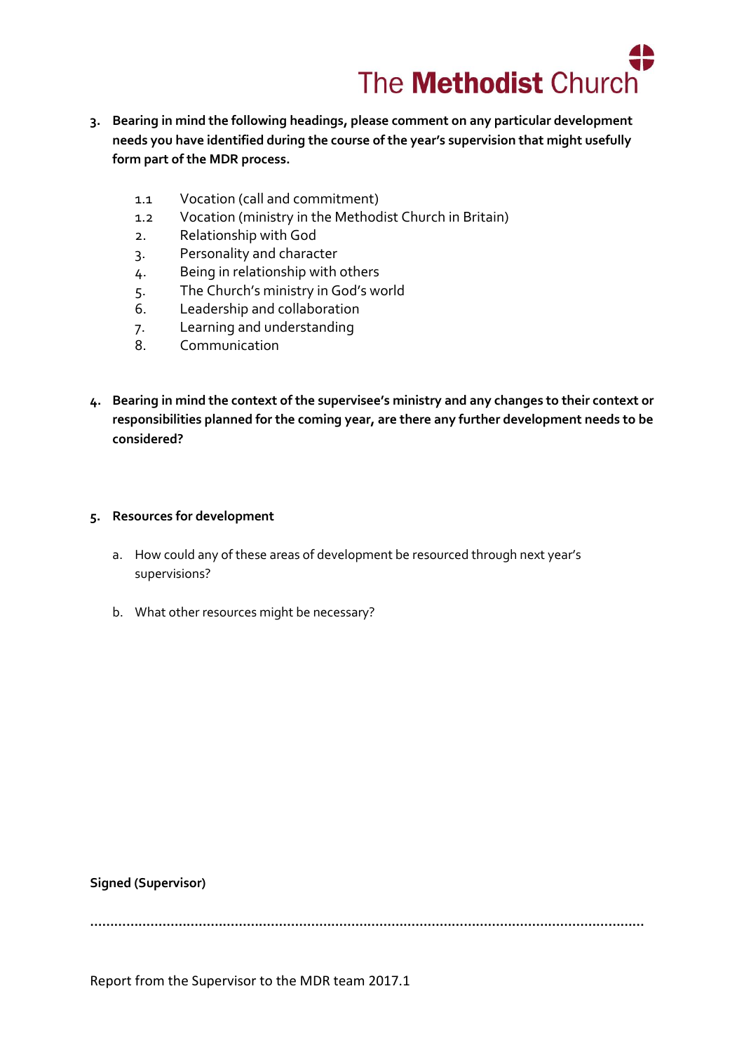3. **Bearing in mind the following headings, please comment on any particular development needs you have identified during the course of the year's supervision that might usefully form part of the MDR process.**

   1.1 Vocation (call and commitment)
   1.2 Vocation (ministry in the Methodist Church in Britain)
   2. Relationship with God
   3. Personality and character
   4. Being in relationship with others
   5. The Church's ministry in God's world
   6. Leadership and collaboration
   7. Learning and understanding
   8. Communication

4. **Bearing in mind the context of the supervisee's ministry and any changes to their context or responsibilities planned for the coming year, are there any further development needs to be considered?**

5. **Resources for development**

   a. How could any of these areas of development be resourced through next year's supervisions?

   b. What other resources might be necessary?

**Signed (Supervisor)**

.........................................................................................................................................

Report from the Supervisor to the MDR team 2017.1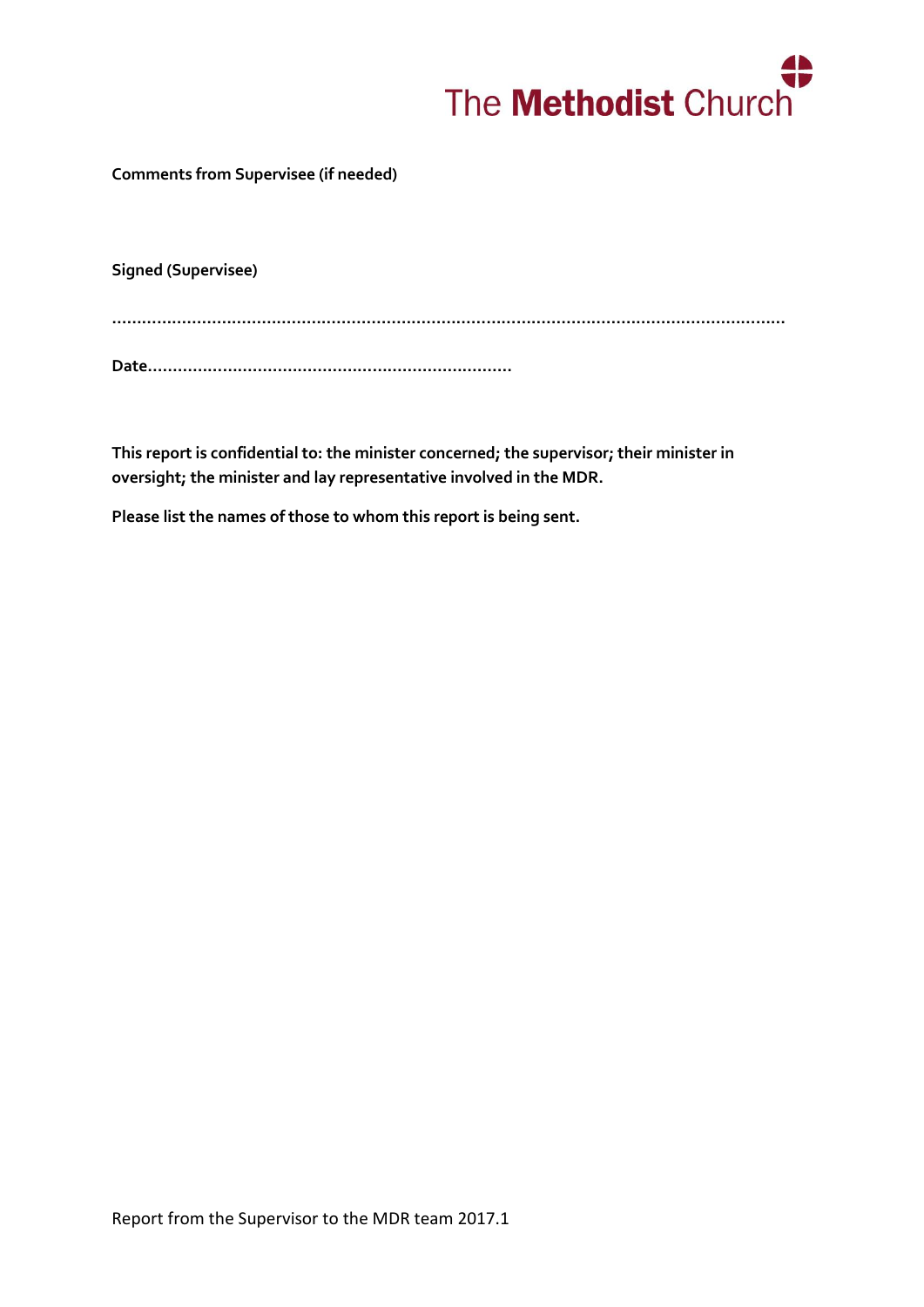**Comments from Supervisee (if needed)**

**Signed (Supervisee)**

**.......................................................................................................................................**

**Date.........................................................................**

**This report is confidential to: the minister concerned; the supervisor; their minister in oversight; the minister and lay representative involved in the MDR.**

**Please list the names of those to whom this report is being sent.**